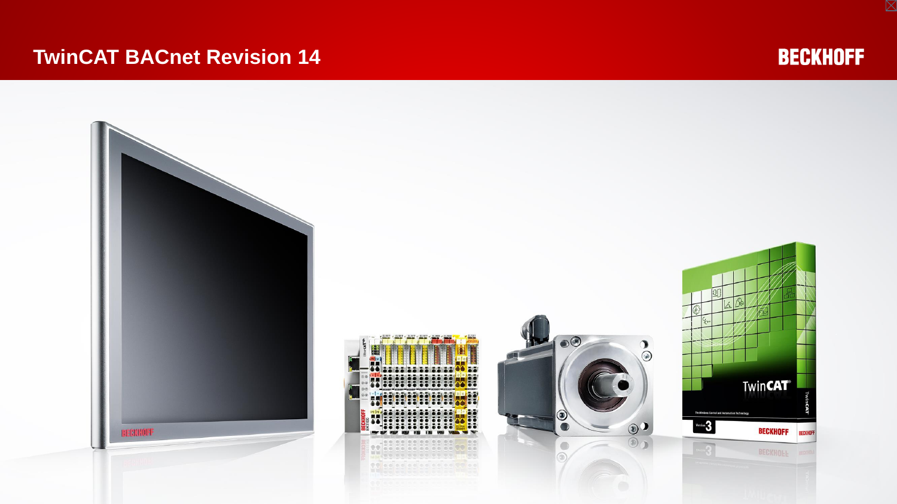# TwinCAT BACnet Revision 14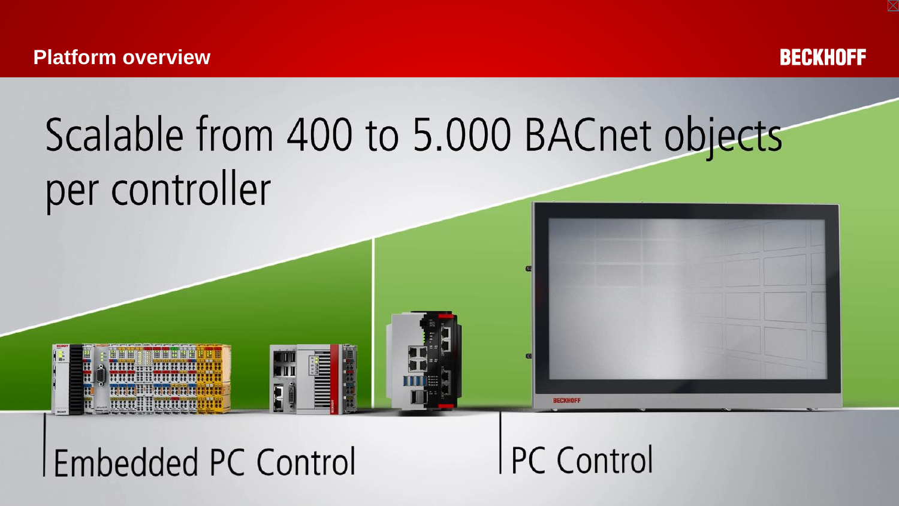Platform overview

# Scalable from 400 to 5.000 BACnet objects per controller

Embedded PC Control

PC Control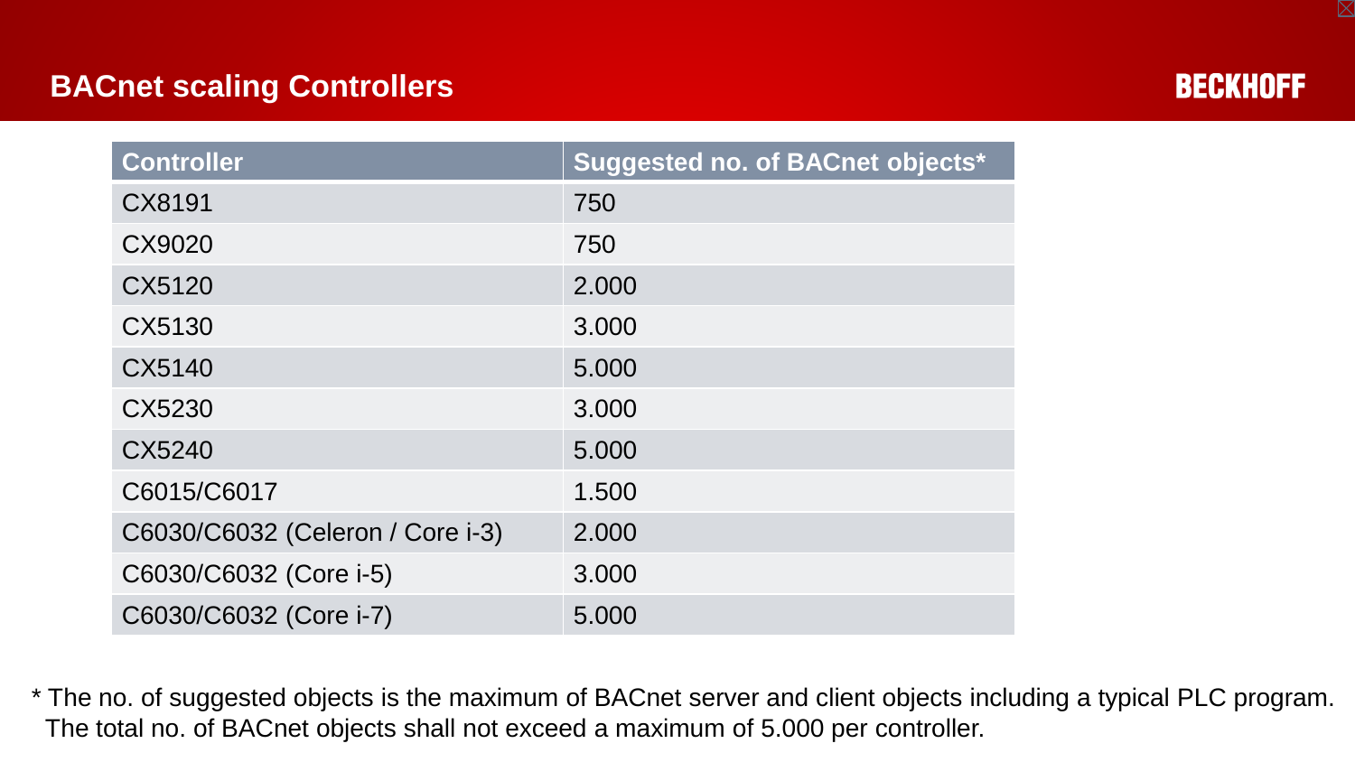## BACnet scaling Controllers

BECKHOFF

| Controller | Suggested no. of BACnet objects* |
| --- | --- |
| CX8191 | 750 |
| CX9020 | 750 |
| CX5120 | 2.000 |
| CX5130 | 3.000 |
| CX5140 | 5.000 |
| CX5230 | 3.000 |
| CX5240 | 5.000 |
| C6015/C6017 | 1.500 |
| C6030/C6032 (Celeron / Core i-3) | 2.000 |
| C6030/C6032 (Core i-5) | 3.000 |
| C6030/C6032 (Core i-7) | 5.000 |

* The no. of suggested objects is the maximum of BACnet server and client objects including a typical PLC program. The total no. of BACnet objects shall not exceed a maximum of 5.000 per controller.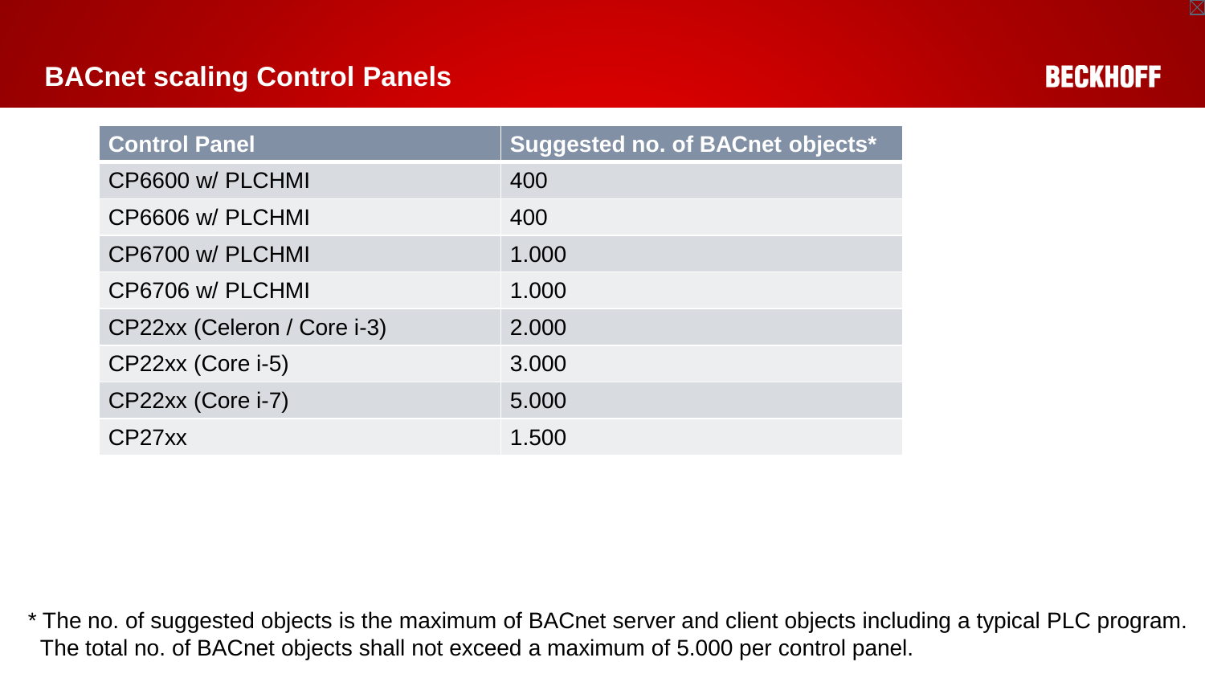## BACnet scaling Control Panels

| Control Panel | Suggested no. of BACnet objects* |
| --- | --- |
| CP6600 w/ PLCHMI | 400 |
| CP6606 w/ PLCHMI | 400 |
| CP6700 w/ PLCHMI | 1.000 |
| CP6706 w/ PLCHMI | 1.000 |
| CP22xx (Celeron / Core i-3) | 2.000 |
| CP22xx (Core i-5) | 3.000 |
| CP22xx (Core i-7) | 5.000 |
| CP27xx | 1.500 |

* The no. of suggested objects is the maximum of BACnet server and client objects including a typical PLC program. The total no. of BACnet objects shall not exceed a maximum of 5.000 per control panel.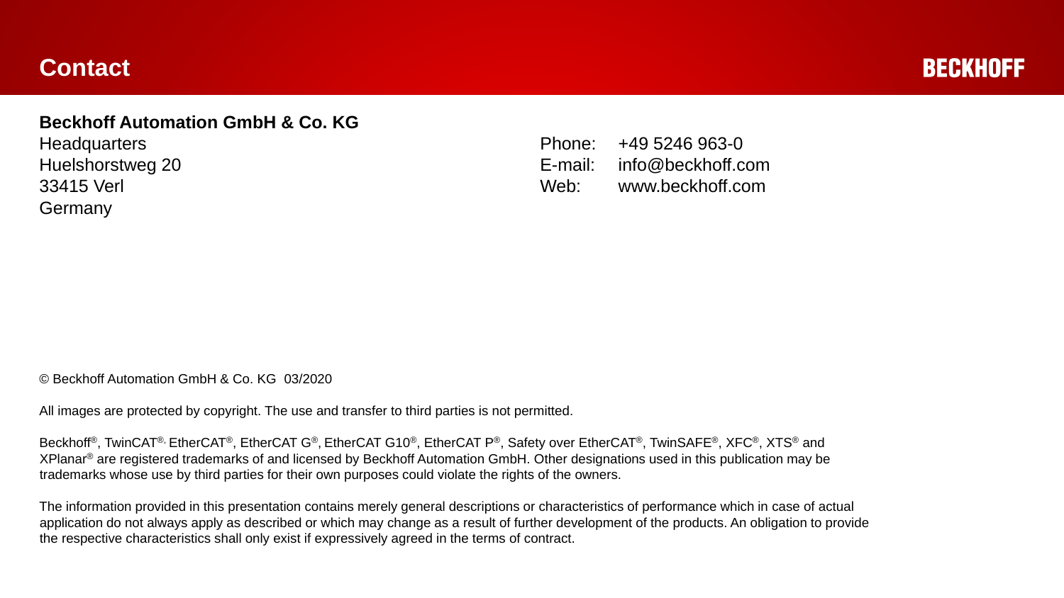# Contact

BECKHOFF

**Beckhoff Automation GmbH & Co. KG**
Headquarters
Huelshorstweg 20
33415 Verl
Germany

Phone: +49 5246 963-0
E-mail: info@beckhoff.com
Web: www.beckhoff.com

© Beckhoff Automation GmbH & Co. KG 03/2020

All images are protected by copyright. The use and transfer to third parties is not permitted.

Beckhoff®, TwinCAT®, EtherCAT®, EtherCAT G®, EtherCAT G10®, EtherCAT P®, Safety over EtherCAT®, TwinSAFE®, XFC®, XTS® and XPlanar® are registered trademarks of and licensed by Beckhoff Automation GmbH. Other designations used in this publication may be trademarks whose use by third parties for their own purposes could violate the rights of the owners.

The information provided in this presentation contains merely general descriptions or characteristics of performance which in case of actual application do not always apply as described or which may change as a result of further development of the products. An obligation to provide the respective characteristics shall only exist if expressively agreed in the terms of contract.